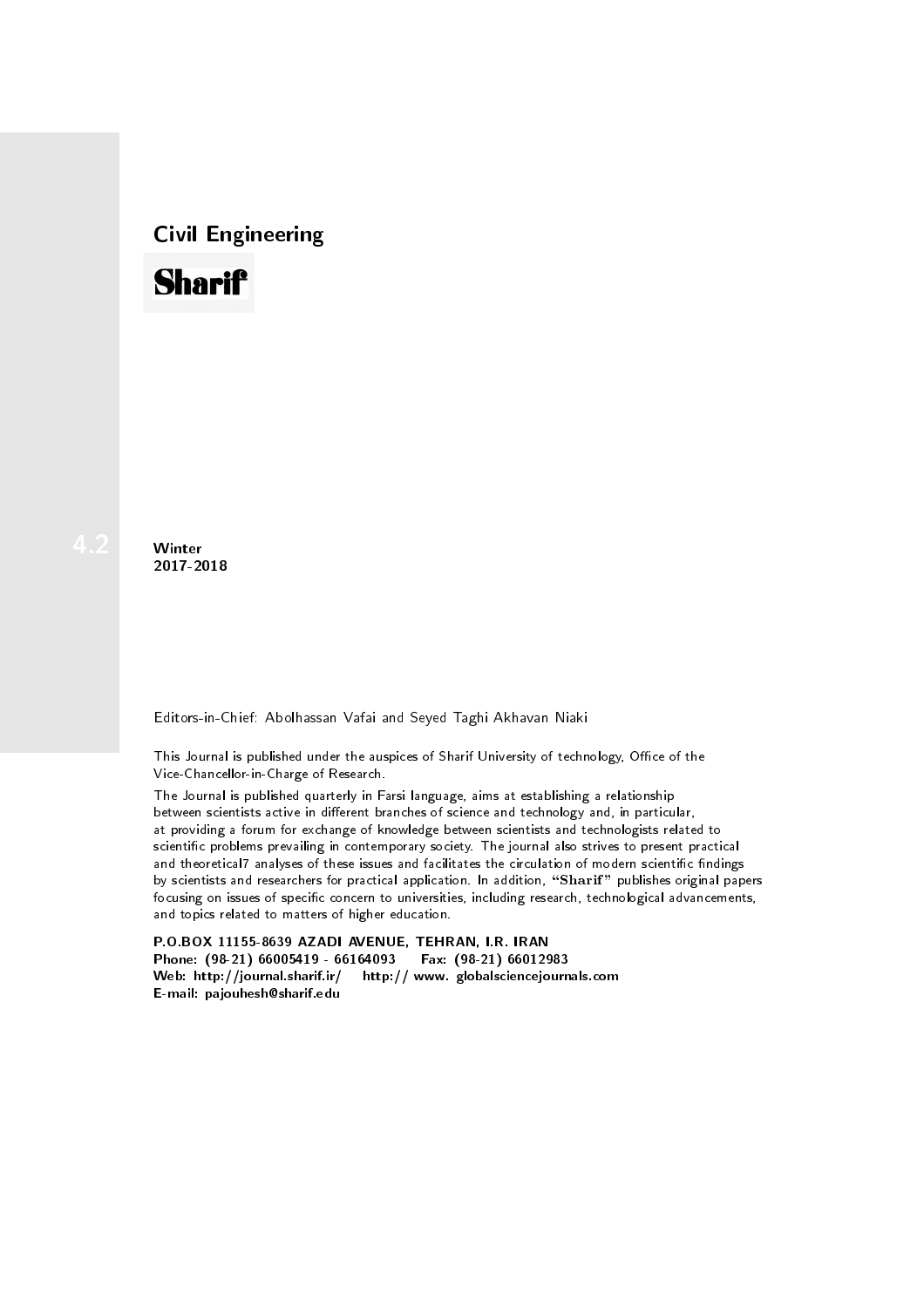# Civil Engineering

# Sharif

4.2

**Winter**
**2017-2018**

Editors-in-Chief: Abolhassan Vafai and Seyed Taghi Akhavan Niaki

This Journal is published under the auspices of Sharif University of technology, Office of the Vice-Chancellor-in-Charge of Research.

The Journal is published quarterly in Farsi language, aims at establishing a relationship between scientists active in different branches of science and technology and, in particular, at providing a forum for exchange of knowledge between scientists and technologists related to scientific problems prevailing in contemporary society. The journal also strives to present practical and theoretical7 analyses of these issues and facilitates the circulation of modern scientific findings by scientists and researchers for practical application. In addition, "**Sharif**" publishes original papers focusing on issues of specific concern to universities, including research, technological advancements, and topics related to matters of higher education.

**P.O.BOX 11155-8639 AZADI AVENUE, TEHRAN, I.R. IRAN**
**Phone: (98-21) 66005419 - 66164093 Fax: (98-21) 66012983**
**Web: http://journal.sharif.ir/ http:// www. globalsciencejournals.com**
**E-mail: pajouhesh@sharif.edu**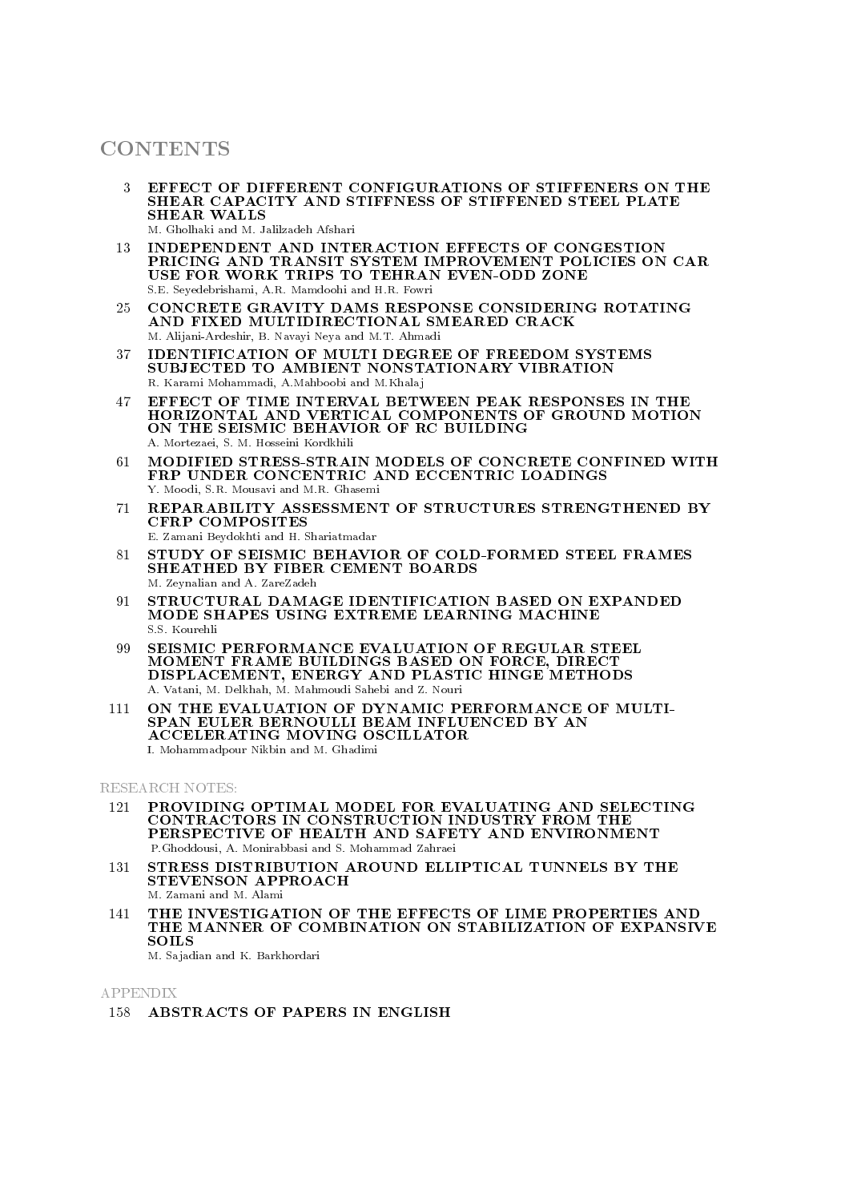# CONTENTS

3 **EFFECT OF DIFFERENT CONFIGURATIONS OF STIFFENERS ON THE SHEAR CAPACITY AND STIFFNESS OF STIFFENED STEEL PLATE SHEAR WALLS**
M. Gholhaki and M. Jalilzadeh Afshari

13 **INDEPENDENT AND INTERACTION EFFECTS OF CONGESTION PRICING AND TRANSIT SYSTEM IMPROVEMENT POLICIES ON CAR USE FOR WORK TRIPS TO TEHRAN EVEN-ODD ZONE**
S.E. Seyedebrishami, A.R. Mamdoohi and H.R. Fowri

25 **CONCRETE GRAVITY DAMS RESPONSE CONSIDERING ROTATING AND FIXED MULTIDIRECTIONAL SMEARED CRACK**
M. Alijani-Ardeshir, B. Navayi Neya and M.T. Ahmadi

37 **IDENTIFICATION OF MULTI DEGREE OF FREEDOM SYSTEMS SUBJECTED TO AMBIENT NONSTATIONARY VIBRATION**
R. Karami Mohammadi, A.Mahboobi and M.Khalaj

47 **EFFECT OF TIME INTERVAL BETWEEN PEAK RESPONSES IN THE HORIZONTAL AND VERTICAL COMPONENTS OF GROUND MOTION ON THE SEISMIC BEHAVIOR OF RC BUILDING**
A. Mortezaei, S. M. Hosseini Kordkhili

61 **MODIFIED STRESS-STRAIN MODELS OF CONCRETE CONFINED WITH FRP UNDER CONCENTRIC AND ECCENTRIC LOADINGS**
Y. Moodi, S.R. Mousavi and M.R. Ghasemi

71 **REPARABILITY ASSESSMENT OF STRUCTURES STRENGTHENED BY CFRP COMPOSITES**
E. Zamani Beydokhti and H. Shariatmadar

81 **STUDY OF SEISMIC BEHAVIOR OF COLD-FORMED STEEL FRAMES SHEATHED BY FIBER CEMENT BOARDS**
M. Zeynalian and A. ZareZadeh

91 **STRUCTURAL DAMAGE IDENTIFICATION BASED ON EXPANDED MODE SHAPES USING EXTREME LEARNING MACHINE**
S.S. Kourehli

99 **SEISMIC PERFORMANCE EVALUATION OF REGULAR STEEL MOMENT FRAME BUILDINGS BASED ON FORCE, DIRECT DISPLACEMENT, ENERGY AND PLASTIC HINGE METHODS**
A. Vatani, M. Delkhah, M. Mahmoudi Sahebi and Z. Nouri

111 **ON THE EVALUATION OF DYNAMIC PERFORMANCE OF MULTI-SPAN EULER BERNOULLI BEAM INFLUENCED BY AN ACCELERATING MOVING OSCILLATOR**
I. Mohammadpour Nikbin and M. Ghadimi

## RESEARCH NOTES:

121 **PROVIDING OPTIMAL MODEL FOR EVALUATING AND SELECTING CONTRACTORS IN CONSTRUCTION INDUSTRY FROM THE PERSPECTIVE OF HEALTH AND SAFETY AND ENVIRONMENT**
P.Ghoddousi, A. Monirabbasi and S. Mohammad Zahraei

131 **STRESS DISTRIBUTION AROUND ELLIPTICAL TUNNELS BY THE STEVENSON APPROACH**
M. Zamani and M. Alami

141 **THE INVESTIGATION OF THE EFFECTS OF LIME PROPERTIES AND THE MANNER OF COMBINATION ON STABILIZATION OF EXPANSIVE SOILS**
M. Sajadian and K. Barkhordari

## APPENDIX

158 **ABSTRACTS OF PAPERS IN ENGLISH**